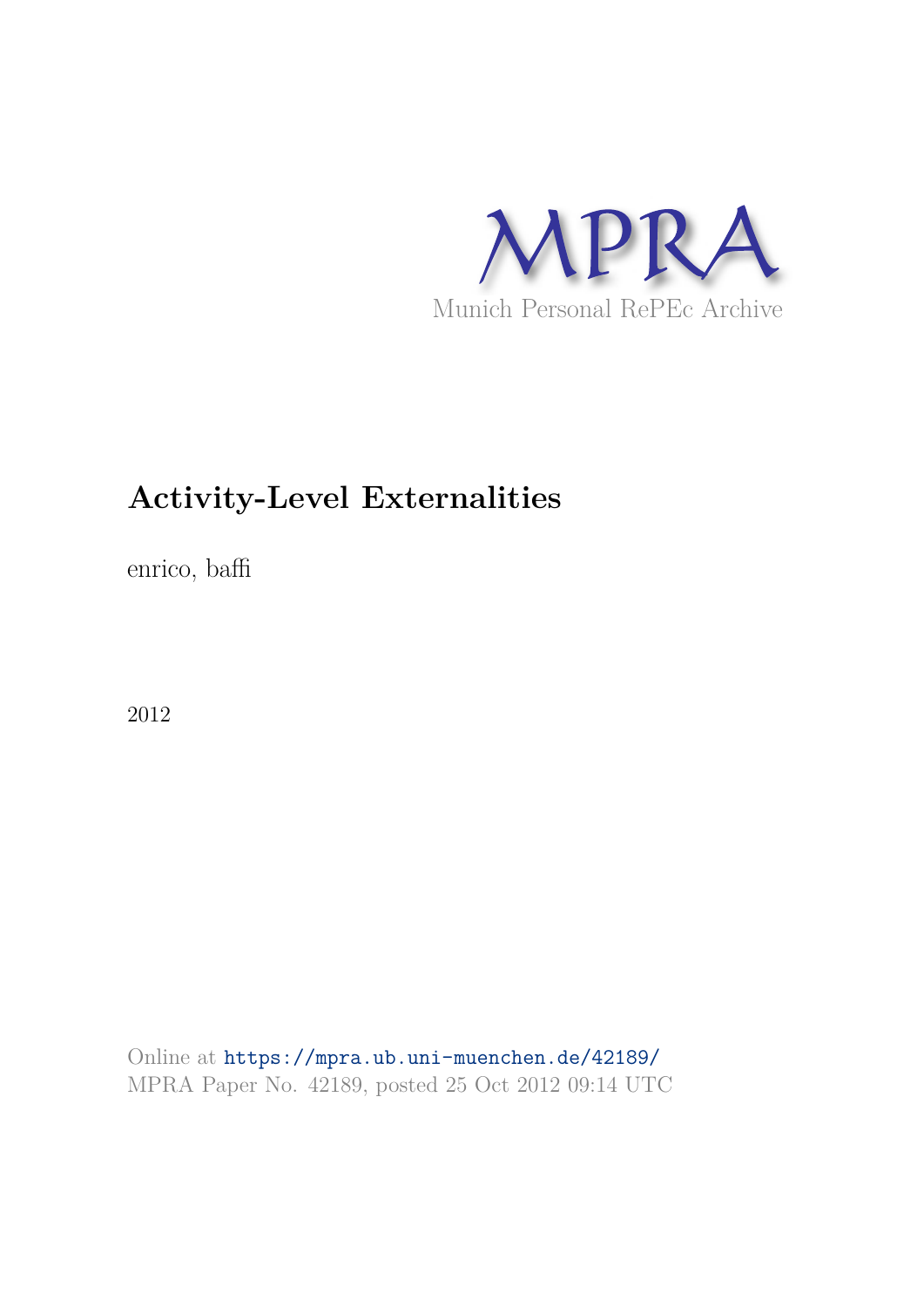MPRA

Munich Personal RePEc Archive

# Activity-Level Externalities

enrico, baffi

2012

Online at https://mpra.ub.uni-muenchen.de/42189/
MPRA Paper No. 42189, posted 25 Oct 2012 09:14 UTC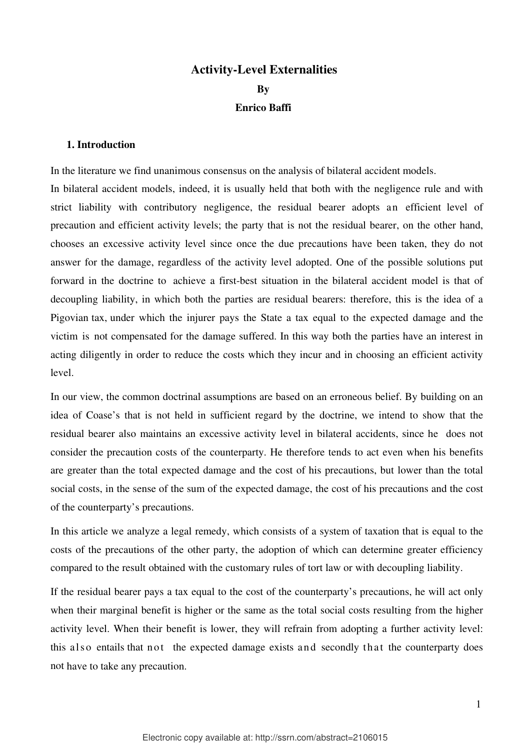# Activity-Level Externalities

**By**

**Enrico Baffi**

## 1. Introduction

In the literature we find unanimous consensus on the analysis of bilateral accident models.

In bilateral accident models, indeed, it is usually held that both with the negligence rule and with strict liability with contributory negligence, the residual bearer adopts an efficient level of precaution and efficient activity levels; the party that is not the residual bearer, on the other hand, chooses an excessive activity level since once the due precautions have been taken, they do not answer for the damage, regardless of the activity level adopted. One of the possible solutions put forward in the doctrine to achieve a first-best situation in the bilateral accident model is that of decoupling liability, in which both the parties are residual bearers: therefore, this is the idea of a Pigovian tax, under which the injurer pays the State a tax equal to the expected damage and the victim is not compensated for the damage suffered. In this way both the parties have an interest in acting diligently in order to reduce the costs which they incur and in choosing an efficient activity level.

In our view, the common doctrinal assumptions are based on an erroneous belief. By building on an idea of Coase's that is not held in sufficient regard by the doctrine, we intend to show that the residual bearer also maintains an excessive activity level in bilateral accidents, since he does not consider the precaution costs of the counterparty. He therefore tends to act even when his benefits are greater than the total expected damage and the cost of his precautions, but lower than the total social costs, in the sense of the sum of the expected damage, the cost of his precautions and the cost of the counterparty's precautions.

In this article we analyze a legal remedy, which consists of a system of taxation that is equal to the costs of the precautions of the other party, the adoption of which can determine greater efficiency compared to the result obtained with the customary rules of tort law or with decoupling liability.

If the residual bearer pays a tax equal to the cost of the counterparty's precautions, he will act only when their marginal benefit is higher or the same as the total social costs resulting from the higher activity level. When their benefit is lower, they will refrain from adopting a further activity level: this also entails that not the expected damage exists and secondly that the counterparty does not have to take any precaution.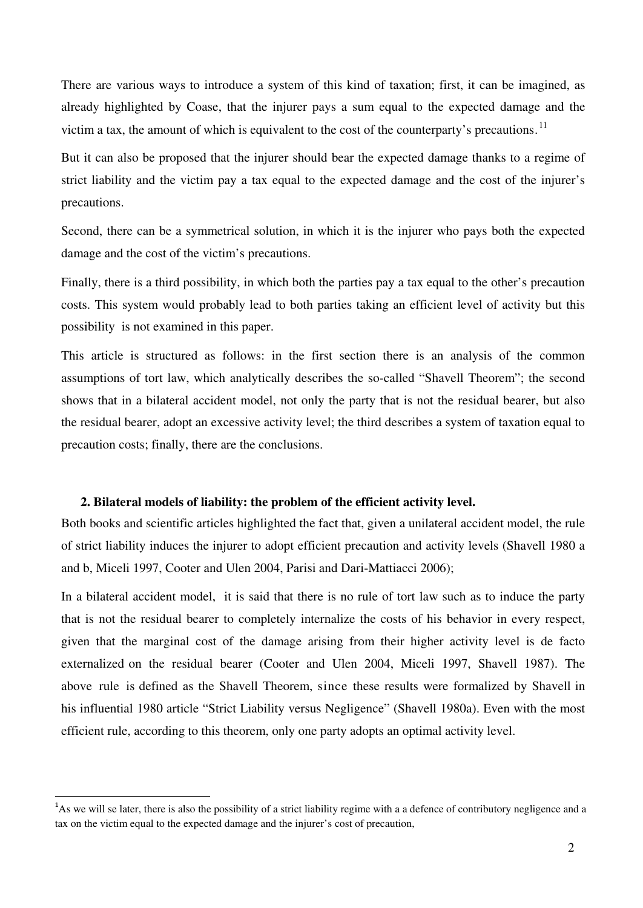There are various ways to introduce a system of this kind of taxation; first, it can be imagined, as already highlighted by Coase, that the injurer pays a sum equal to the expected damage and the victim a tax, the amount of which is equivalent to the cost of the counterparty's precautions.[11]

But it can also be proposed that the injurer should bear the expected damage thanks to a regime of strict liability and the victim pay a tax equal to the expected damage and the cost of the injurer's precautions.

Second, there can be a symmetrical solution, in which it is the injurer who pays both the expected damage and the cost of the victim's precautions.

Finally, there is a third possibility, in which both the parties pay a tax equal to the other's precaution costs. This system would probably lead to both parties taking an efficient level of activity but this possibility is not examined in this paper.

This article is structured as follows: in the first section there is an analysis of the common assumptions of tort law, which analytically describes the so-called "Shavell Theorem"; the second shows that in a bilateral accident model, not only the party that is not the residual bearer, but also the residual bearer, adopt an excessive activity level; the third describes a system of taxation equal to precaution costs; finally, there are the conclusions.

## 2. Bilateral models of liability: the problem of the efficient activity level.

Both books and scientific articles highlighted the fact that, given a unilateral accident model, the rule of strict liability induces the injurer to adopt efficient precaution and activity levels (Shavell 1980 a and b, Miceli 1997, Cooter and Ulen 2004, Parisi and Dari-Mattiacci 2006);

In a bilateral accident model, it is said that there is no rule of tort law such as to induce the party that is not the residual bearer to completely internalize the costs of his behavior in every respect, given that the marginal cost of the damage arising from their higher activity level is de facto externalized on the residual bearer (Cooter and Ulen 2004, Miceli 1997, Shavell 1987). The above rule is defined as the Shavell Theorem, since these results were formalized by Shavell in his influential 1980 article "Strict Liability versus Negligence" (Shavell 1980a). Even with the most efficient rule, according to this theorem, only one party adopts an optimal activity level.

---

[1]As we will se later, there is also the possibility of a strict liability regime with a a defence of contributory negligence and a tax on the victim equal to the expected damage and the injurer's cost of precaution,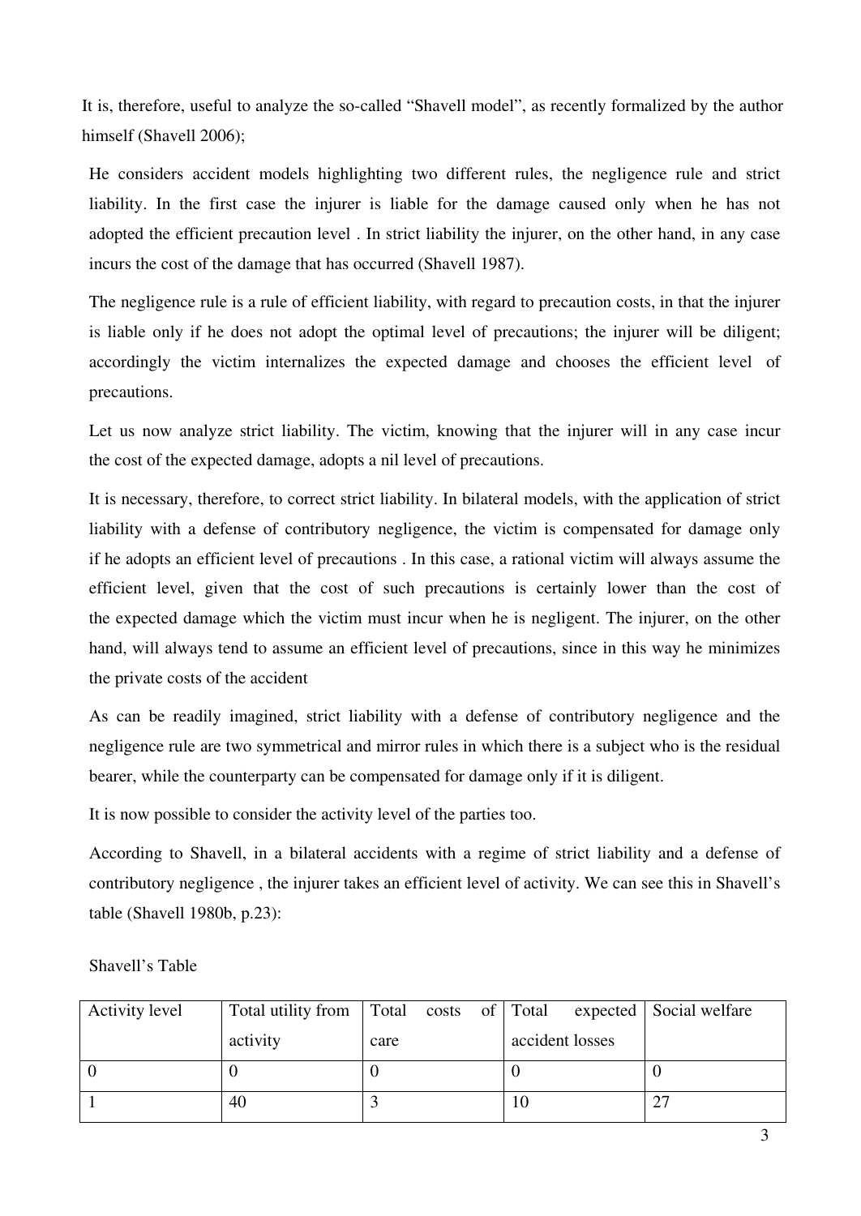It is, therefore, useful to analyze the so-called "Shavell model", as recently formalized by the author himself (Shavell 2006);

He considers accident models highlighting two different rules, the negligence rule and strict liability. In the first case the injurer is liable for the damage caused only when he has not adopted the efficient precaution level . In strict liability the injurer, on the other hand, in any case incurs the cost of the damage that has occurred (Shavell 1987).

The negligence rule is a rule of efficient liability, with regard to precaution costs, in that the injurer is liable only if he does not adopt the optimal level of precautions; the injurer will be diligent; accordingly the victim internalizes the expected damage and chooses the efficient level of precautions.

Let us now analyze strict liability. The victim, knowing that the injurer will in any case incur the cost of the expected damage, adopts a nil level of precautions.

It is necessary, therefore, to correct strict liability. In bilateral models, with the application of strict liability with a defense of contributory negligence, the victim is compensated for damage only if he adopts an efficient level of precautions . In this case, a rational victim will always assume the efficient level, given that the cost of such precautions is certainly lower than the cost of the expected damage which the victim must incur when he is negligent. The injurer, on the other hand, will always tend to assume an efficient level of precautions, since in this way he minimizes the private costs of the accident

As can be readily imagined, strict liability with a defense of contributory negligence and the negligence rule are two symmetrical and mirror rules in which there is a subject who is the residual bearer, while the counterparty can be compensated for damage only if it is diligent.

It is now possible to consider the activity level of the parties too.

According to Shavell, in a bilateral accidents with a regime of strict liability and a defense of contributory negligence , the injurer takes an efficient level of activity. We can see this in Shavell's table (Shavell 1980b, p.23):

Shavell's Table

| Activity level | Total utility from activity | Total costs of care | Total expected accident losses | Social welfare |
|---|---|---|---|---|
| 0 | 0 | 0 | 0 | 0 |
| 1 | 40 | 3 | 10 | 27 |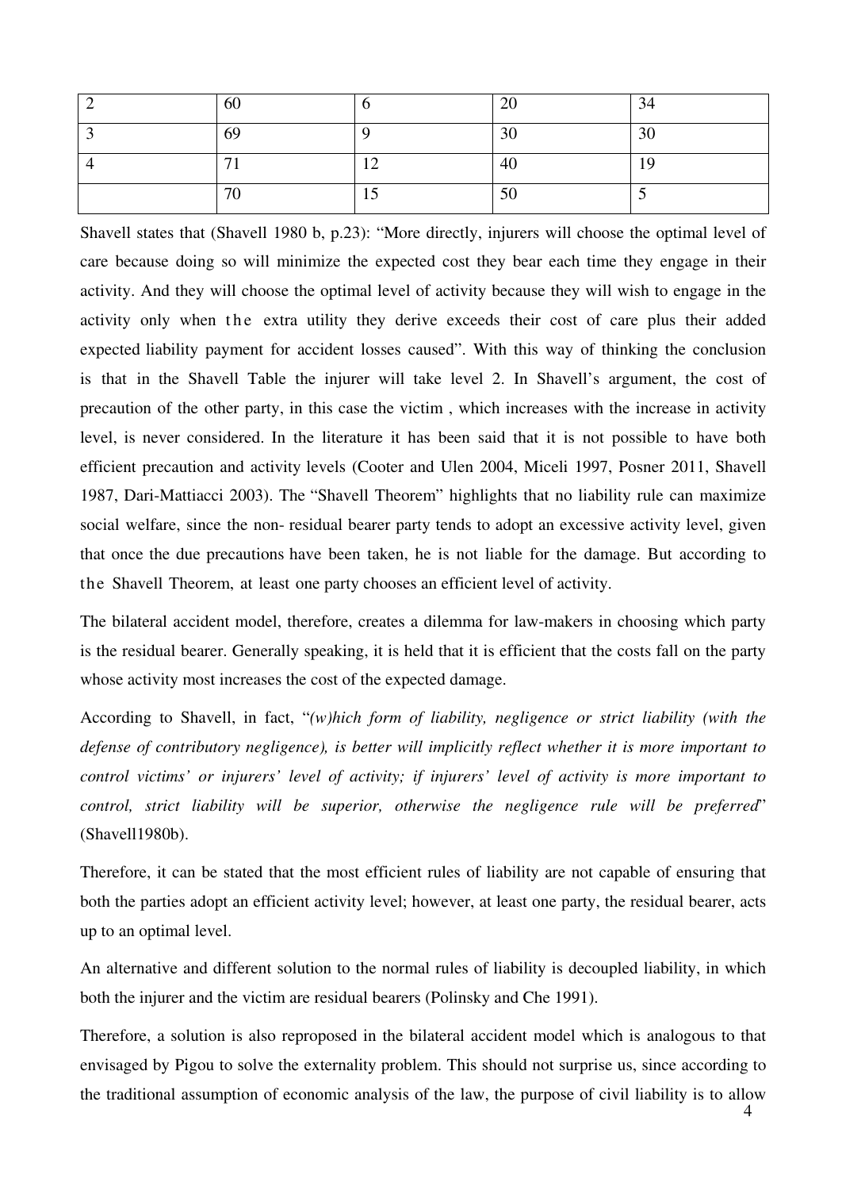| | | | | |
|---|---|---|---|---|
| 2 | 60 | 6 | 20 | 34 |
| 3 | 69 | 9 | 30 | 30 |
| 4 | 71 | 12 | 40 | 19 |
| | 70 | 15 | 50 | 5 |

Shavell states that (Shavell 1980 b, p.23): "More directly, injurers will choose the optimal level of care because doing so will minimize the expected cost they bear each time they engage in their activity. And they will choose the optimal level of activity because they will wish to engage in the activity only when the extra utility they derive exceeds their cost of care plus their added expected liability payment for accident losses caused". With this way of thinking the conclusion is that in the Shavell Table the injurer will take level 2. In Shavell's argument, the cost of precaution of the other party, in this case the victim , which increases with the increase in activity level, is never considered. In the literature it has been said that it is not possible to have both efficient precaution and activity levels (Cooter and Ulen 2004, Miceli 1997, Posner 2011, Shavell 1987, Dari-Mattiacci 2003). The "Shavell Theorem" highlights that no liability rule can maximize social welfare, since the non- residual bearer party tends to adopt an excessive activity level, given that once the due precautions have been taken, he is not liable for the damage. But according to the Shavell Theorem, at least one party chooses an efficient level of activity.

The bilateral accident model, therefore, creates a dilemma for law-makers in choosing which party is the residual bearer. Generally speaking, it is held that it is efficient that the costs fall on the party whose activity most increases the cost of the expected damage.

According to Shavell, in fact, "*(w)hich form of liability, negligence or strict liability (with the defense of contributory negligence), is better will implicitly reflect whether it is more important to control victims' or injurers' level of activity; if injurers' level of activity is more important to control, strict liability will be superior, otherwise the negligence rule will be preferred*" (Shavell1980b).

Therefore, it can be stated that the most efficient rules of liability are not capable of ensuring that both the parties adopt an efficient activity level; however, at least one party, the residual bearer, acts up to an optimal level.

An alternative and different solution to the normal rules of liability is decoupled liability, in which both the injurer and the victim are residual bearers (Polinsky and Che 1991).

Therefore, a solution is also reproposed in the bilateral accident model which is analogous to that envisaged by Pigou to solve the externality problem. This should not surprise us, since according to the traditional assumption of economic analysis of the law, the purpose of civil liability is to allow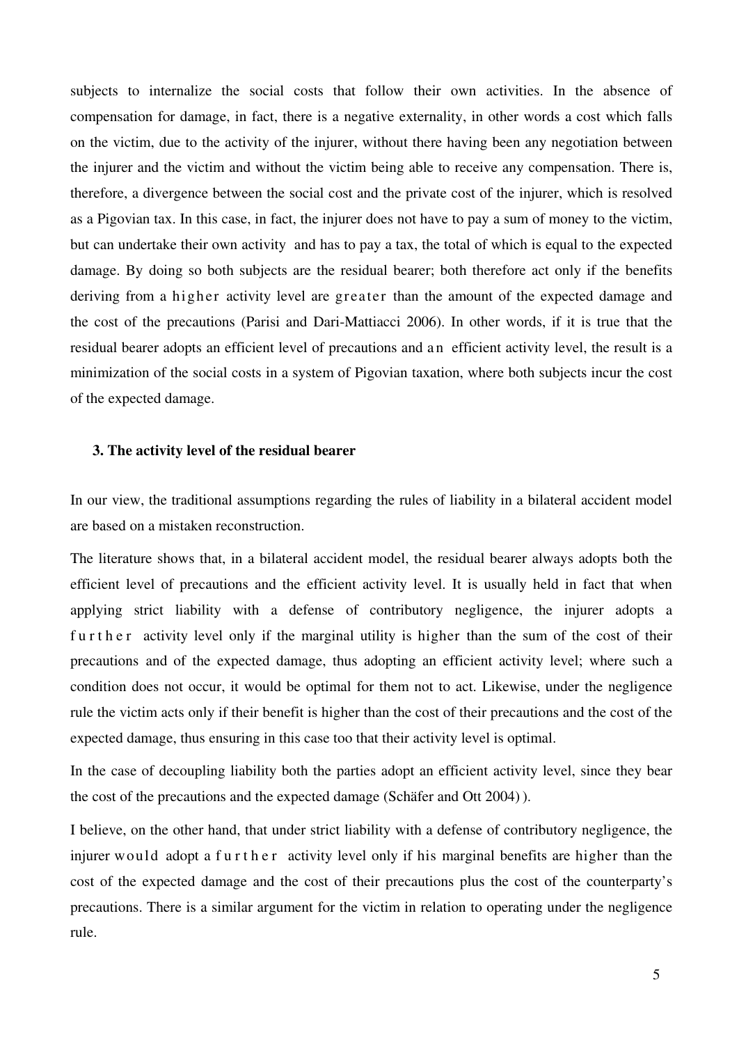subjects to internalize the social costs that follow their own activities. In the absence of compensation for damage, in fact, there is a negative externality, in other words a cost which falls on the victim, due to the activity of the injurer, without there having been any negotiation between the injurer and the victim and without the victim being able to receive any compensation. There is, therefore, a divergence between the social cost and the private cost of the injurer, which is resolved as a Pigovian tax. In this case, in fact, the injurer does not have to pay a sum of money to the victim, but can undertake their own activity and has to pay a tax, the total of which is equal to the expected damage. By doing so both subjects are the residual bearer; both therefore act only if the benefits deriving from a higher activity level are greater than the amount of the expected damage and the cost of the precautions (Parisi and Dari-Mattiacci 2006). In other words, if it is true that the residual bearer adopts an efficient level of precautions and an efficient activity level, the result is a minimization of the social costs in a system of Pigovian taxation, where both subjects incur the cost of the expected damage.

### 3. The activity level of the residual bearer

In our view, the traditional assumptions regarding the rules of liability in a bilateral accident model are based on a mistaken reconstruction.

The literature shows that, in a bilateral accident model, the residual bearer always adopts both the efficient level of precautions and the efficient activity level. It is usually held in fact that when applying strict liability with a defense of contributory negligence, the injurer adopts a further activity level only if the marginal utility is higher than the sum of the cost of their precautions and of the expected damage, thus adopting an efficient activity level; where such a condition does not occur, it would be optimal for them not to act. Likewise, under the negligence rule the victim acts only if their benefit is higher than the cost of their precautions and the cost of the expected damage, thus ensuring in this case too that their activity level is optimal.

In the case of decoupling liability both the parties adopt an efficient activity level, since they bear the cost of the precautions and the expected damage (Schäfer and Ott 2004) ).

I believe, on the other hand, that under strict liability with a defense of contributory negligence, the injurer would adopt a further activity level only if his marginal benefits are higher than the cost of the expected damage and the cost of their precautions plus the cost of the counterparty's precautions. There is a similar argument for the victim in relation to operating under the negligence rule.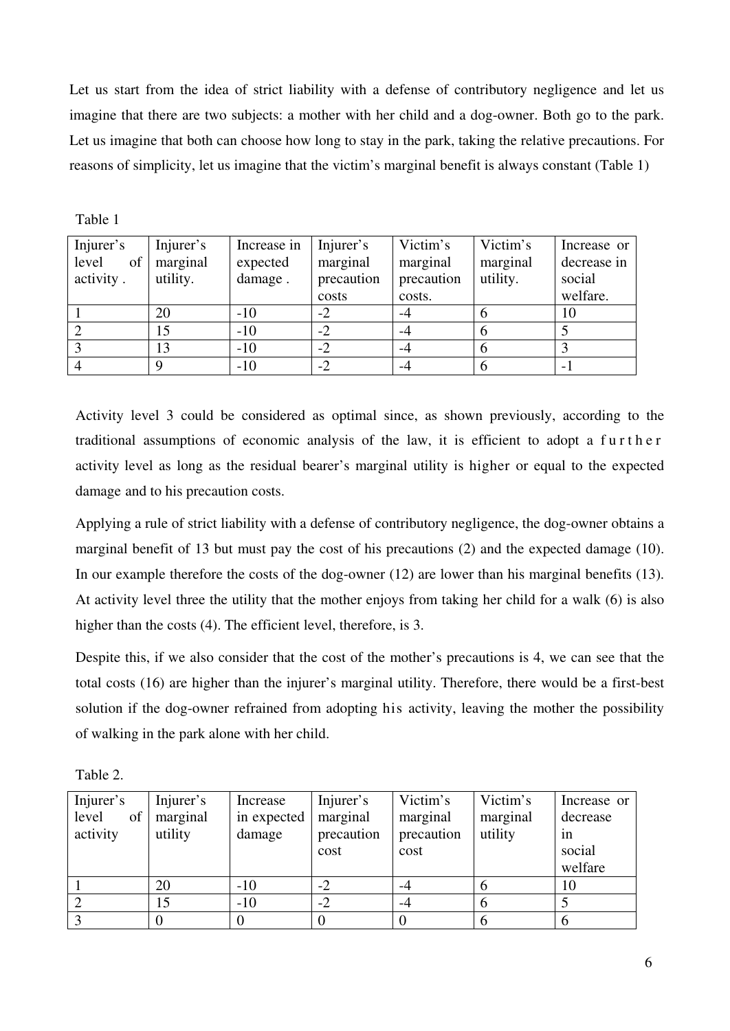Let us start from the idea of strict liability with a defense of contributory negligence and let us imagine that there are two subjects: a mother with her child and a dog-owner. Both go to the park. Let us imagine that both can choose how long to stay in the park, taking the relative precautions. For reasons of simplicity, let us imagine that the victim's marginal benefit is always constant (Table 1)

Table 1

| Injurer's level of activity . | Injurer's marginal utility. | Increase in expected damage . | Injurer's marginal precaution costs | Victim's marginal precaution costs. | Victim's marginal utility. | Increase or decrease in social welfare. |
|---|---|---|---|---|---|---|
| 1 | 20 | -10 | -2 | -4 | 6 | 10 |
| 2 | 15 | -10 | -2 | -4 | 6 | 5 |
| 3 | 13 | -10 | -2 | -4 | 6 | 3 |
| 4 | 9 | -10 | -2 | -4 | 6 | -1 |

Activity level 3 could be considered as optimal since, as shown previously, according to the traditional assumptions of economic analysis of the law, it is efficient to adopt a further activity level as long as the residual bearer's marginal utility is higher or equal to the expected damage and to his precaution costs.

Applying a rule of strict liability with a defense of contributory negligence, the dog-owner obtains a marginal benefit of 13 but must pay the cost of his precautions (2) and the expected damage (10). In our example therefore the costs of the dog-owner (12) are lower than his marginal benefits (13). At activity level three the utility that the mother enjoys from taking her child for a walk (6) is also higher than the costs (4). The efficient level, therefore, is 3.

Despite this, if we also consider that the cost of the mother's precautions is 4, we can see that the total costs (16) are higher than the injurer's marginal utility. Therefore, there would be a first-best solution if the dog-owner refrained from adopting his activity, leaving the mother the possibility of walking in the park alone with her child.

Table 2.

| Injurer's level of activity | Injurer's marginal utility | Increase in expected damage | Injurer's marginal precaution cost | Victim's marginal precaution cost | Victim's marginal utility | Increase or decrease in social welfare |
|---|---|---|---|---|---|---|
| 1 | 20 | -10 | -2 | -4 | 6 | 10 |
| 2 | 15 | -10 | -2 | -4 | 6 | 5 |
| 3 | 0 | 0 | 0 | 0 | 6 | 6 |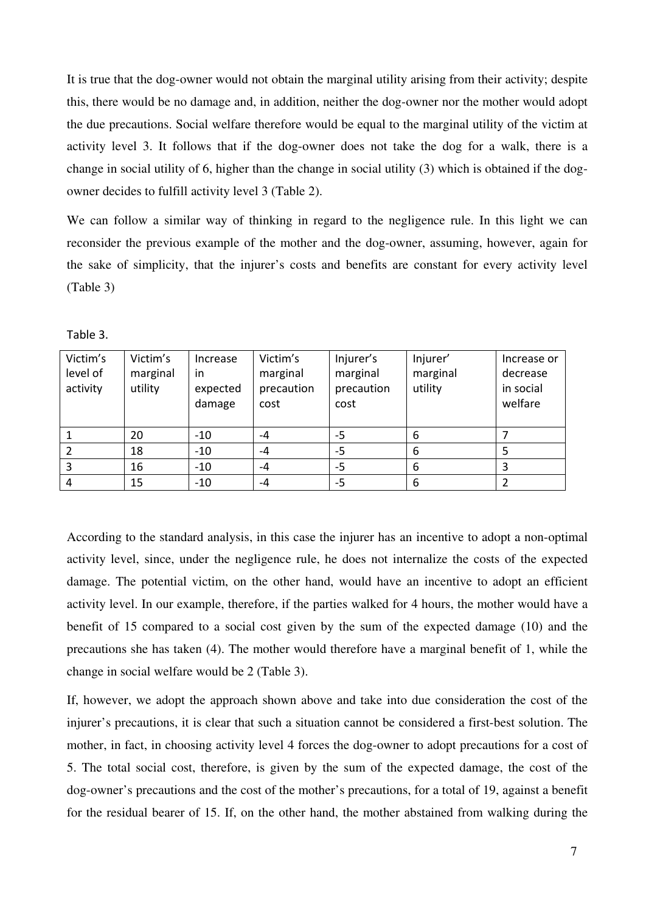It is true that the dog-owner would not obtain the marginal utility arising from their activity; despite this, there would be no damage and, in addition, neither the dog-owner nor the mother would adopt the due precautions. Social welfare therefore would be equal to the marginal utility of the victim at activity level 3. It follows that if the dog-owner does not take the dog for a walk, there is a change in social utility of 6, higher than the change in social utility (3) which is obtained if the dog-owner decides to fulfill activity level 3 (Table 2).

We can follow a similar way of thinking in regard to the negligence rule. In this light we can reconsider the previous example of the mother and the dog-owner, assuming, however, again for the sake of simplicity, that the injurer's costs and benefits are constant for every activity level (Table 3)

Table 3.

| Victim's level of activity | Victim's marginal utility | Increase in expected damage | Victim's marginal precaution cost | Injurer's marginal precaution cost | Injurer' marginal utility | Increase or decrease in social welfare |
|---|---|---|---|---|---|---|
| 1 | 20 | -10 | -4 | -5 | 6 | 7 |
| 2 | 18 | -10 | -4 | -5 | 6 | 5 |
| 3 | 16 | -10 | -4 | -5 | 6 | 3 |
| 4 | 15 | -10 | -4 | -5 | 6 | 2 |

According to the standard analysis, in this case the injurer has an incentive to adopt a non-optimal activity level, since, under the negligence rule, he does not internalize the costs of the expected damage. The potential victim, on the other hand, would have an incentive to adopt an efficient activity level. In our example, therefore, if the parties walked for 4 hours, the mother would have a benefit of 15 compared to a social cost given by the sum of the expected damage (10) and the precautions she has taken (4). The mother would therefore have a marginal benefit of 1, while the change in social welfare would be 2 (Table 3).

If, however, we adopt the approach shown above and take into due consideration the cost of the injurer's precautions, it is clear that such a situation cannot be considered a first-best solution. The mother, in fact, in choosing activity level 4 forces the dog-owner to adopt precautions for a cost of 5. The total social cost, therefore, is given by the sum of the expected damage, the cost of the dog-owner's precautions and the cost of the mother's precautions, for a total of 19, against a benefit for the residual bearer of 15. If, on the other hand, the mother abstained from walking during the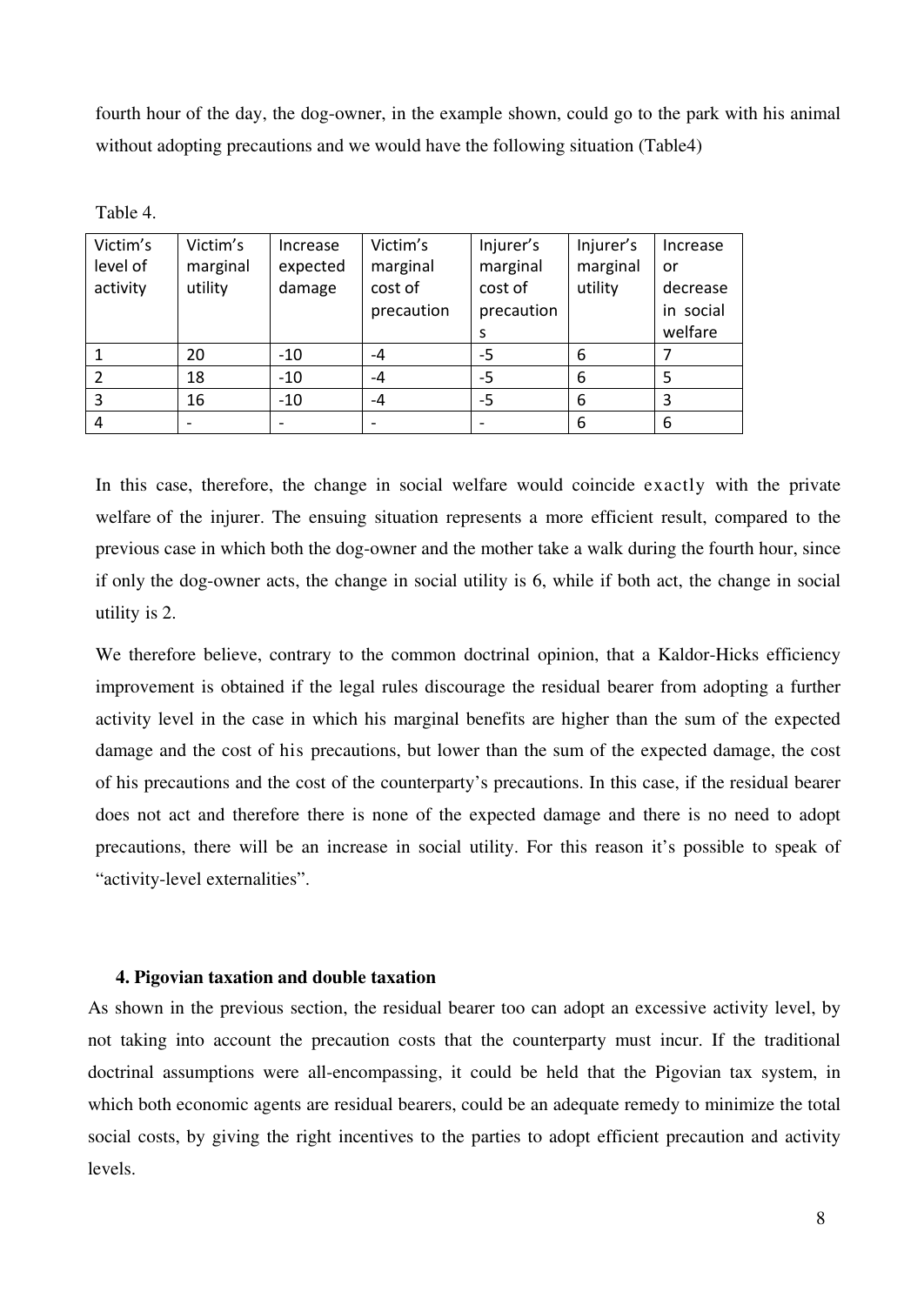fourth hour of the day, the dog-owner, in the example shown, could go to the park with his animal without adopting precautions and we would have the following situation (Table4)

Table 4.

| Victim's level of activity | Victim's marginal utility | Increase expected damage | Victim's marginal cost of precaution | Injurer's marginal cost of precautions | Injurer's marginal utility | Increase or decrease in social welfare |
|---|---|---|---|---|---|---|
| 1 | 20 | -10 | -4 | -5 | 6 | 7 |
| 2 | 18 | -10 | -4 | -5 | 6 | 5 |
| 3 | 16 | -10 | -4 | -5 | 6 | 3 |
| 4 | - | - | - | - | 6 | 6 |

In this case, therefore, the change in social welfare would coincide exactly with the private welfare of the injurer. The ensuing situation represents a more efficient result, compared to the previous case in which both the dog-owner and the mother take a walk during the fourth hour, since if only the dog-owner acts, the change in social utility is 6, while if both act, the change in social utility is 2.

We therefore believe, contrary to the common doctrinal opinion, that a Kaldor-Hicks efficiency improvement is obtained if the legal rules discourage the residual bearer from adopting a further activity level in the case in which his marginal benefits are higher than the sum of the expected damage and the cost of his precautions, but lower than the sum of the expected damage, the cost of his precautions and the cost of the counterparty's precautions. In this case, if the residual bearer does not act and therefore there is none of the expected damage and there is no need to adopt precautions, there will be an increase in social utility. For this reason it's possible to speak of "activity-level externalities".

## 4. Pigovian taxation and double taxation

As shown in the previous section, the residual bearer too can adopt an excessive activity level, by not taking into account the precaution costs that the counterparty must incur. If the traditional doctrinal assumptions were all-encompassing, it could be held that the Pigovian tax system, in which both economic agents are residual bearers, could be an adequate remedy to minimize the total social costs, by giving the right incentives to the parties to adopt efficient precaution and activity levels.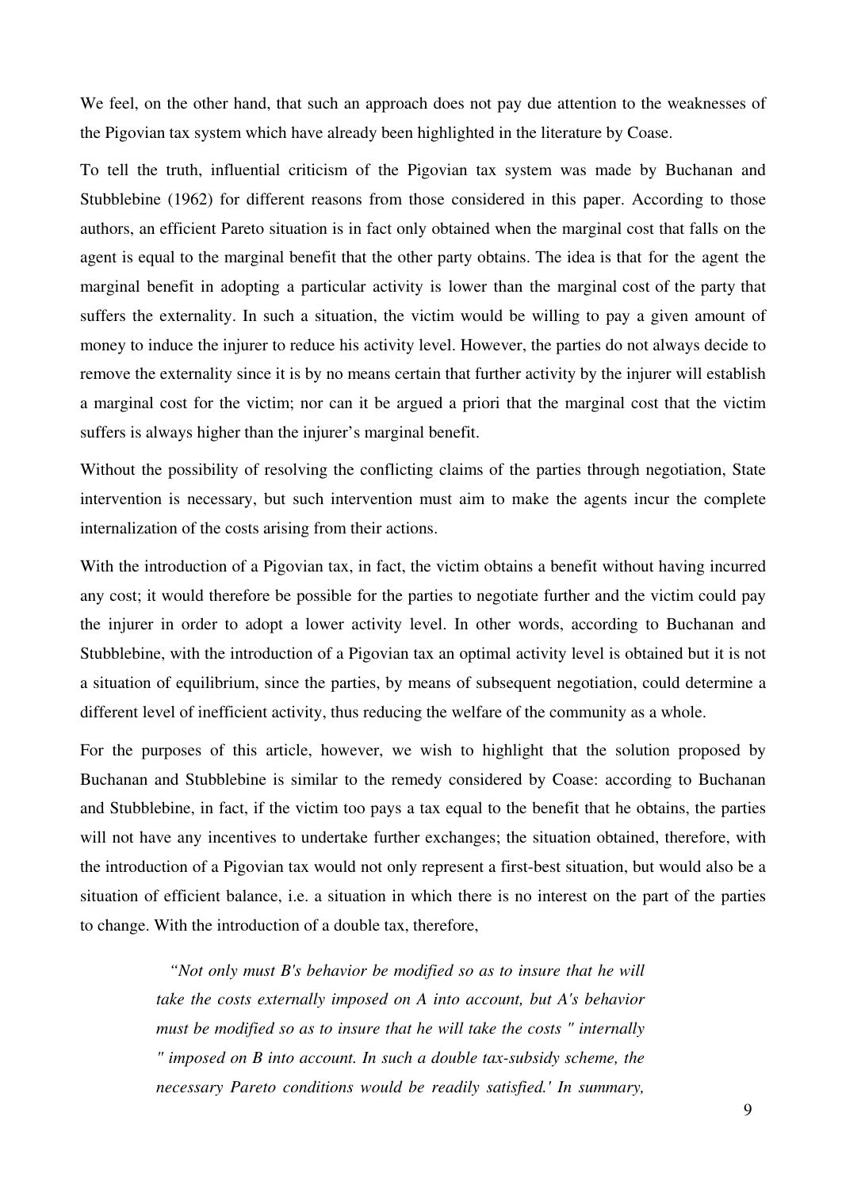We feel, on the other hand, that such an approach does not pay due attention to the weaknesses of the Pigovian tax system which have already been highlighted in the literature by Coase.

To tell the truth, influential criticism of the Pigovian tax system was made by Buchanan and Stubblebine (1962) for different reasons from those considered in this paper. According to those authors, an efficient Pareto situation is in fact only obtained when the marginal cost that falls on the agent is equal to the marginal benefit that the other party obtains. The idea is that for the agent the marginal benefit in adopting a particular activity is lower than the marginal cost of the party that suffers the externality. In such a situation, the victim would be willing to pay a given amount of money to induce the injurer to reduce his activity level. However, the parties do not always decide to remove the externality since it is by no means certain that further activity by the injurer will establish a marginal cost for the victim; nor can it be argued a priori that the marginal cost that the victim suffers is always higher than the injurer's marginal benefit.

Without the possibility of resolving the conflicting claims of the parties through negotiation, State intervention is necessary, but such intervention must aim to make the agents incur the complete internalization of the costs arising from their actions.

With the introduction of a Pigovian tax, in fact, the victim obtains a benefit without having incurred any cost; it would therefore be possible for the parties to negotiate further and the victim could pay the injurer in order to adopt a lower activity level. In other words, according to Buchanan and Stubblebine, with the introduction of a Pigovian tax an optimal activity level is obtained but it is not a situation of equilibrium, since the parties, by means of subsequent negotiation, could determine a different level of inefficient activity, thus reducing the welfare of the community as a whole.

For the purposes of this article, however, we wish to highlight that the solution proposed by Buchanan and Stubblebine is similar to the remedy considered by Coase: according to Buchanan and Stubblebine, in fact, if the victim too pays a tax equal to the benefit that he obtains, the parties will not have any incentives to undertake further exchanges; the situation obtained, therefore, with the introduction of a Pigovian tax would not only represent a first-best situation, but would also be a situation of efficient balance, i.e. a situation in which there is no interest on the part of the parties to change. With the introduction of a double tax, therefore,

> *"Not only must B's behavior be modified so as to insure that he will take the costs externally imposed on A into account, but A's behavior must be modified so as to insure that he will take the costs " internally " imposed on B into account. In such a double tax-subsidy scheme, the necessary Pareto conditions would be readily satisfied.' In summary,*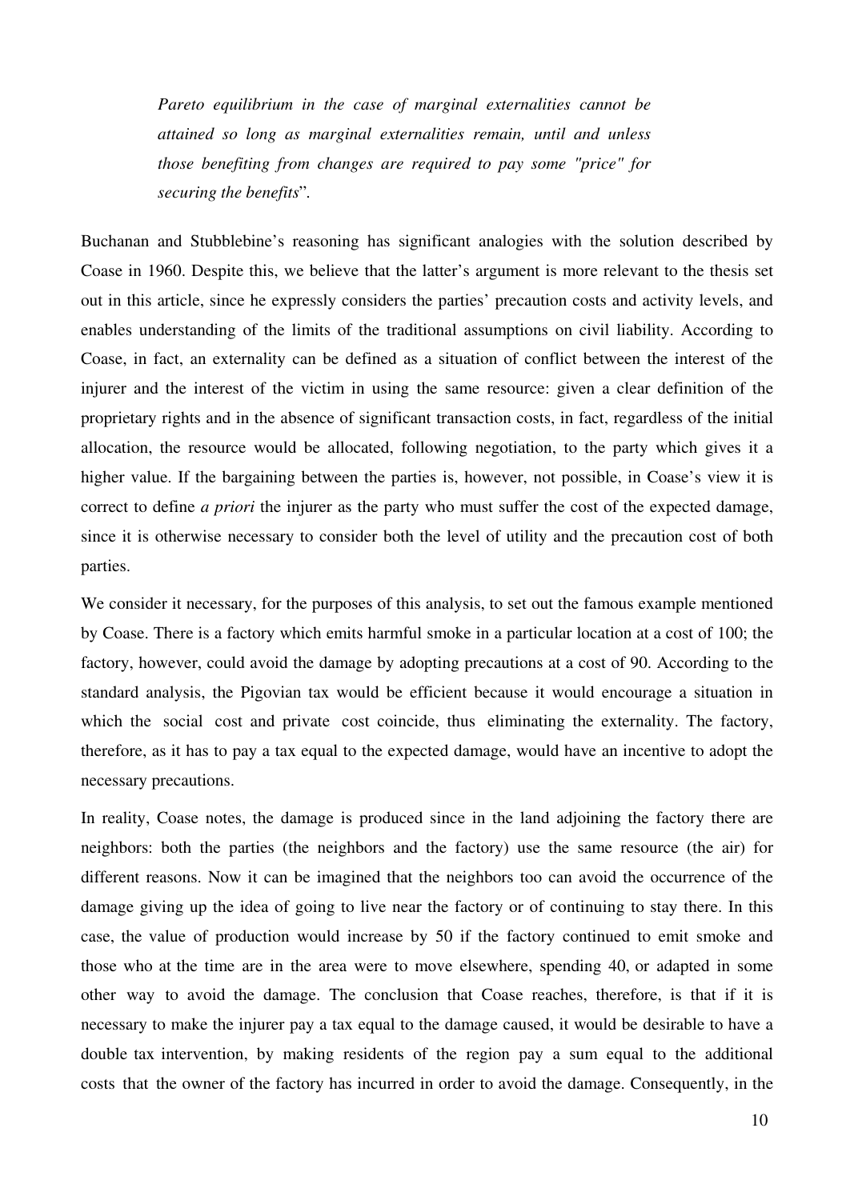*Pareto equilibrium in the case of marginal externalities cannot be attained so long as marginal externalities remain, until and unless those benefiting from changes are required to pay some "price" for securing the benefits*".

Buchanan and Stubblebine's reasoning has significant analogies with the solution described by Coase in 1960. Despite this, we believe that the latter's argument is more relevant to the thesis set out in this article, since he expressly considers the parties' precaution costs and activity levels, and enables understanding of the limits of the traditional assumptions on civil liability. According to Coase, in fact, an externality can be defined as a situation of conflict between the interest of the injurer and the interest of the victim in using the same resource: given a clear definition of the proprietary rights and in the absence of significant transaction costs, in fact, regardless of the initial allocation, the resource would be allocated, following negotiation, to the party which gives it a higher value. If the bargaining between the parties is, however, not possible, in Coase's view it is correct to define *a priori* the injurer as the party who must suffer the cost of the expected damage, since it is otherwise necessary to consider both the level of utility and the precaution cost of both parties.

We consider it necessary, for the purposes of this analysis, to set out the famous example mentioned by Coase. There is a factory which emits harmful smoke in a particular location at a cost of 100; the factory, however, could avoid the damage by adopting precautions at a cost of 90. According to the standard analysis, the Pigovian tax would be efficient because it would encourage a situation in which the social cost and private cost coincide, thus eliminating the externality. The factory, therefore, as it has to pay a tax equal to the expected damage, would have an incentive to adopt the necessary precautions.

In reality, Coase notes, the damage is produced since in the land adjoining the factory there are neighbors: both the parties (the neighbors and the factory) use the same resource (the air) for different reasons. Now it can be imagined that the neighbors too can avoid the occurrence of the damage giving up the idea of going to live near the factory or of continuing to stay there. In this case, the value of production would increase by 50 if the factory continued to emit smoke and those who at the time are in the area were to move elsewhere, spending 40, or adapted in some other way to avoid the damage. The conclusion that Coase reaches, therefore, is that if it is necessary to make the injurer pay a tax equal to the damage caused, it would be desirable to have a double tax intervention, by making residents of the region pay a sum equal to the additional costs that the owner of the factory has incurred in order to avoid the damage. Consequently, in the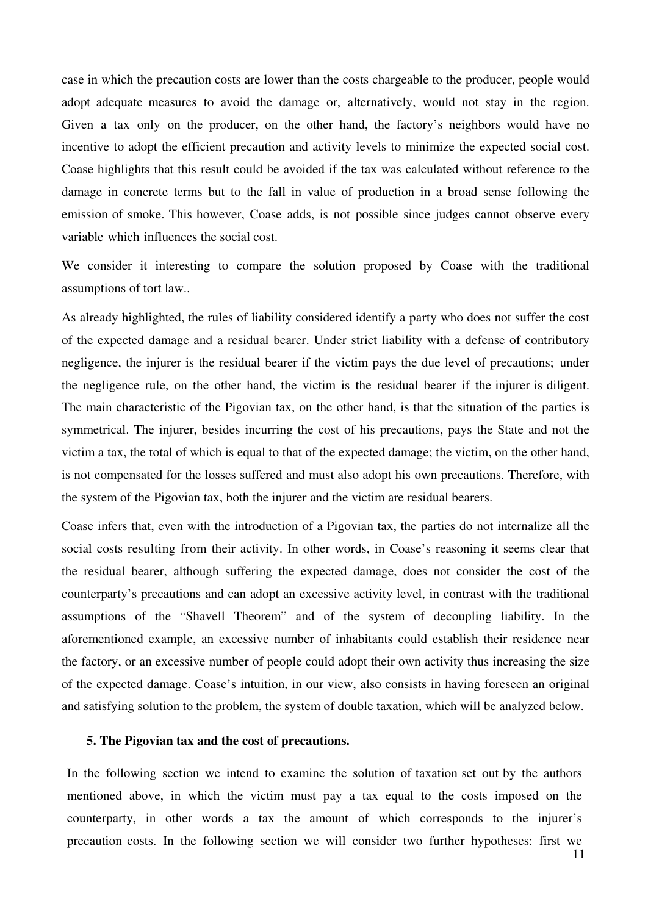case in which the precaution costs are lower than the costs chargeable to the producer, people would adopt adequate measures to avoid the damage or, alternatively, would not stay in the region. Given a tax only on the producer, on the other hand, the factory's neighbors would have no incentive to adopt the efficient precaution and activity levels to minimize the expected social cost. Coase highlights that this result could be avoided if the tax was calculated without reference to the damage in concrete terms but to the fall in value of production in a broad sense following the emission of smoke. This however, Coase adds, is not possible since judges cannot observe every variable which influences the social cost.

We consider it interesting to compare the solution proposed by Coase with the traditional assumptions of tort law..

As already highlighted, the rules of liability considered identify a party who does not suffer the cost of the expected damage and a residual bearer. Under strict liability with a defense of contributory negligence, the injurer is the residual bearer if the victim pays the due level of precautions; under the negligence rule, on the other hand, the victim is the residual bearer if the injurer is diligent. The main characteristic of the Pigovian tax, on the other hand, is that the situation of the parties is symmetrical. The injurer, besides incurring the cost of his precautions, pays the State and not the victim a tax, the total of which is equal to that of the expected damage; the victim, on the other hand, is not compensated for the losses suffered and must also adopt his own precautions. Therefore, with the system of the Pigovian tax, both the injurer and the victim are residual bearers.

Coase infers that, even with the introduction of a Pigovian tax, the parties do not internalize all the social costs resulting from their activity. In other words, in Coase's reasoning it seems clear that the residual bearer, although suffering the expected damage, does not consider the cost of the counterparty's precautions and can adopt an excessive activity level, in contrast with the traditional assumptions of the "Shavell Theorem" and of the system of decoupling liability. In the aforementioned example, an excessive number of inhabitants could establish their residence near the factory, or an excessive number of people could adopt their own activity thus increasing the size of the expected damage. Coase's intuition, in our view, also consists in having foreseen an original and satisfying solution to the problem, the system of double taxation, which will be analyzed below.

## 5. The Pigovian tax and the cost of precautions.

In the following section we intend to examine the solution of taxation set out by the authors mentioned above, in which the victim must pay a tax equal to the costs imposed on the counterparty, in other words a tax the amount of which corresponds to the injurer's precaution costs. In the following section we will consider two further hypotheses: first we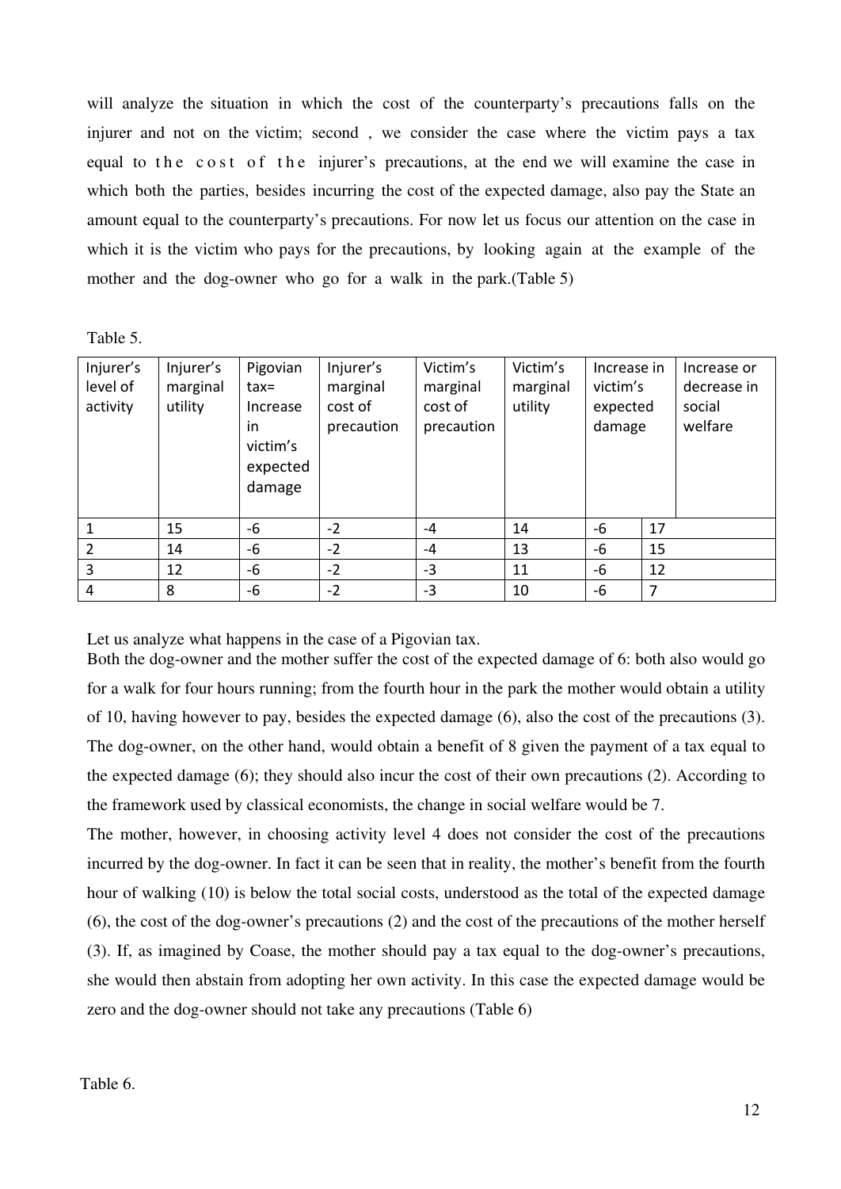will analyze the situation in which the cost of the counterparty's precautions falls on the injurer and not on the victim; second , we consider the case where the victim pays a tax equal to the cost of the injurer's precautions, at the end we will examine the case in which both the parties, besides incurring the cost of the expected damage, also pay the State an amount equal to the counterparty's precautions. For now let us focus our attention on the case in which it is the victim who pays for the precautions, by looking again at the example of the mother and the dog-owner who go for a walk in the park.(Table 5)

Table 5.

| Injurer's level of activity | Injurer's marginal utility | Pigovian tax= Increase in victim's expected damage | Injurer's marginal cost of precaution | Victim's marginal cost of precaution | Victim's marginal utility | Increase in victim's expected damage | | Increase or decrease in social welfare |
|---|---|---|---|---|---|---|---|---|
| 1 | 15 | -6 | -2 | -4 | 14 | -6 | 17 | |
| 2 | 14 | -6 | -2 | -4 | 13 | -6 | 15 | |
| 3 | 12 | -6 | -2 | -3 | 11 | -6 | 12 | |
| 4 | 8 | -6 | -2 | -3 | 10 | -6 | 7 | |

Let us analyze what happens in the case of a Pigovian tax.

Both the dog-owner and the mother suffer the cost of the expected damage of 6: both also would go for a walk for four hours running; from the fourth hour in the park the mother would obtain a utility of 10, having however to pay, besides the expected damage (6), also the cost of the precautions (3). The dog-owner, on the other hand, would obtain a benefit of 8 given the payment of a tax equal to the expected damage (6); they should also incur the cost of their own precautions (2). According to the framework used by classical economists, the change in social welfare would be 7.

The mother, however, in choosing activity level 4 does not consider the cost of the precautions incurred by the dog-owner. In fact it can be seen that in reality, the mother's benefit from the fourth hour of walking (10) is below the total social costs, understood as the total of the expected damage (6), the cost of the dog-owner's precautions (2) and the cost of the precautions of the mother herself (3). If, as imagined by Coase, the mother should pay a tax equal to the dog-owner's precautions, she would then abstain from adopting her own activity. In this case the expected damage would be zero and the dog-owner should not take any precautions (Table 6)

Table 6.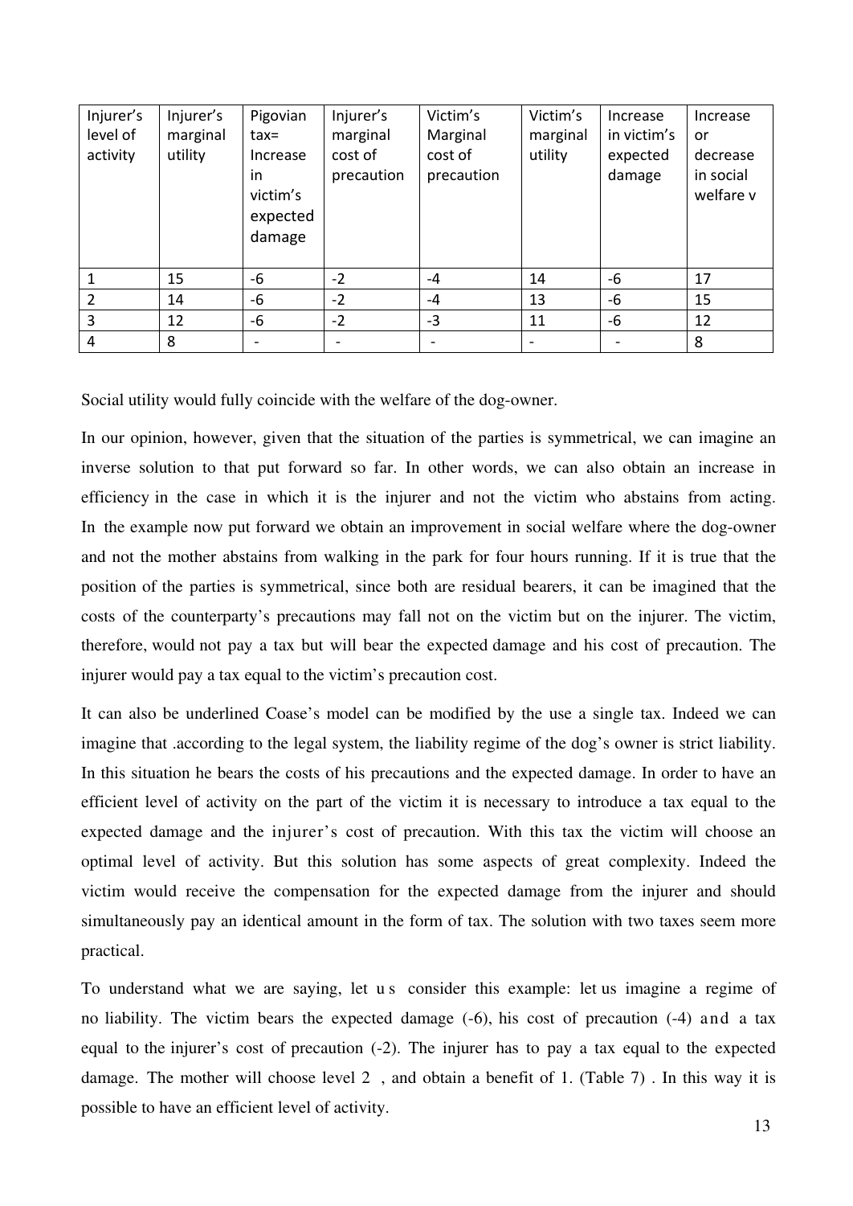| Injurer's level of activity | Injurer's marginal utility | Pigovian tax= Increase in victim's expected damage | Injurer's marginal cost of precaution | Victim's Marginal cost of precaution | Victim's marginal utility | Increase in victim's expected damage | Increase or decrease in social welfare v |
|---|---|---|---|---|---|---|---|
| 1 | 15 | -6 | -2 | -4 | 14 | -6 | 17 |
| 2 | 14 | -6 | -2 | -4 | 13 | -6 | 15 |
| 3 | 12 | -6 | -2 | -3 | 11 | -6 | 12 |
| 4 | 8 | - | - | - | - | - | 8 |

Social utility would fully coincide with the welfare of the dog-owner.

In our opinion, however, given that the situation of the parties is symmetrical, we can imagine an inverse solution to that put forward so far. In other words, we can also obtain an increase in efficiency in the case in which it is the injurer and not the victim who abstains from acting. In the example now put forward we obtain an improvement in social welfare where the dog-owner and not the mother abstains from walking in the park for four hours running. If it is true that the position of the parties is symmetrical, since both are residual bearers, it can be imagined that the costs of the counterparty's precautions may fall not on the victim but on the injurer. The victim, therefore, would not pay a tax but will bear the expected damage and his cost of precaution. The injurer would pay a tax equal to the victim's precaution cost.

It can also be underlined Coase's model can be modified by the use a single tax. Indeed we can imagine that .according to the legal system, the liability regime of the dog's owner is strict liability. In this situation he bears the costs of his precautions and the expected damage. In order to have an efficient level of activity on the part of the victim it is necessary to introduce a tax equal to the expected damage and the injurer's cost of precaution. With this tax the victim will choose an optimal level of activity. But this solution has some aspects of great complexity. Indeed the victim would receive the compensation for the expected damage from the injurer and should simultaneously pay an identical amount in the form of tax. The solution with two taxes seem more practical.

To understand what we are saying, let us consider this example: let us imagine a regime of no liability. The victim bears the expected damage (-6), his cost of precaution (-4) and a tax equal to the injurer's cost of precaution (-2). The injurer has to pay a tax equal to the expected damage. The mother will choose level 2 , and obtain a benefit of 1. (Table 7) . In this way it is possible to have an efficient level of activity.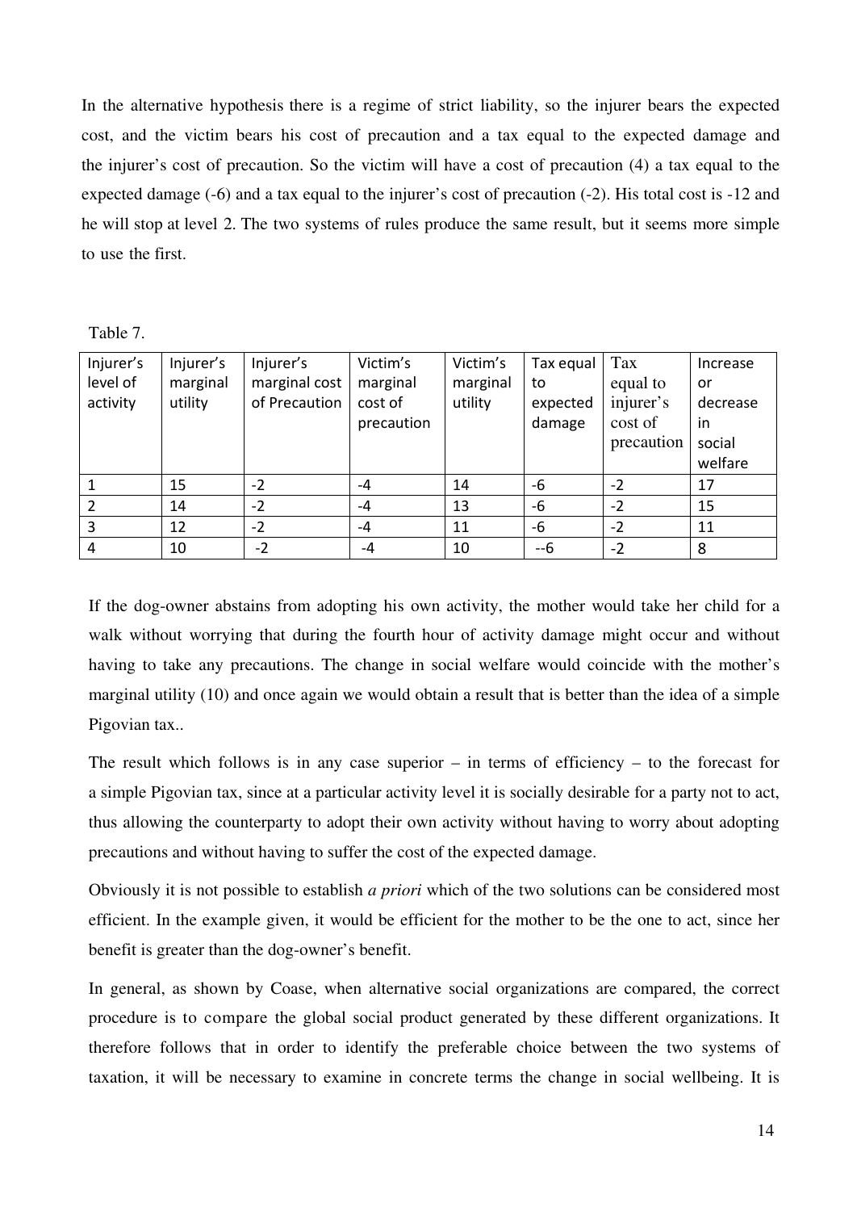In the alternative hypothesis there is a regime of strict liability, so the injurer bears the expected cost, and the victim bears his cost of precaution and a tax equal to the expected damage and the injurer's cost of precaution. So the victim will have a cost of precaution (4) a tax equal to the expected damage (-6) and a tax equal to the injurer's cost of precaution (-2). His total cost is -12 and he will stop at level 2. The two systems of rules produce the same result, but it seems more simple to use the first.

Table 7.

| Injurer's level of activity | Injurer's marginal utility | Injurer's marginal cost of Precaution | Victim's marginal cost of precaution | Victim's marginal utility | Tax equal to expected damage | Tax equal to injurer's cost of precaution | Increase or decrease in social welfare |
|---|---|---|---|---|---|---|---|
| 1 | 15 | -2 | -4 | 14 | -6 | -2 | 17 |
| 2 | 14 | -2 | -4 | 13 | -6 | -2 | 15 |
| 3 | 12 | -2 | -4 | 11 | -6 | -2 | 11 |
| 4 | 10 | -2 | -4 | 10 | --6 | -2 | 8 |

If the dog-owner abstains from adopting his own activity, the mother would take her child for a walk without worrying that during the fourth hour of activity damage might occur and without having to take any precautions. The change in social welfare would coincide with the mother's marginal utility (10) and once again we would obtain a result that is better than the idea of a simple Pigovian tax..

The result which follows is in any case superior – in terms of efficiency – to the forecast for a simple Pigovian tax, since at a particular activity level it is socially desirable for a party not to act, thus allowing the counterparty to adopt their own activity without having to worry about adopting precautions and without having to suffer the cost of the expected damage.

Obviously it is not possible to establish *a priori* which of the two solutions can be considered most efficient. In the example given, it would be efficient for the mother to be the one to act, since her benefit is greater than the dog-owner's benefit.

In general, as shown by Coase, when alternative social organizations are compared, the correct procedure is to compare the global social product generated by these different organizations. It therefore follows that in order to identify the preferable choice between the two systems of taxation, it will be necessary to examine in concrete terms the change in social wellbeing. It is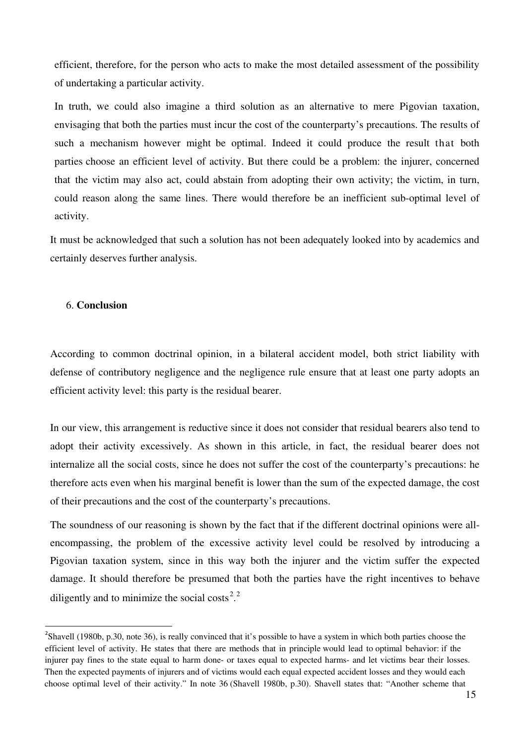efficient, therefore, for the person who acts to make the most detailed assessment of the possibility of undertaking a particular activity.

In truth, we could also imagine a third solution as an alternative to mere Pigovian taxation, envisaging that both the parties must incur the cost of the counterparty's precautions. The results of such a mechanism however might be optimal. Indeed it could produce the result that both parties choose an efficient level of activity. But there could be a problem: the injurer, concerned that the victim may also act, could abstain from adopting their own activity; the victim, in turn, could reason along the same lines. There would therefore be an inefficient sub-optimal level of activity.

It must be acknowledged that such a solution has not been adequately looked into by academics and certainly deserves further analysis.

## 6. **Conclusion**

According to common doctrinal opinion, in a bilateral accident model, both strict liability with defense of contributory negligence and the negligence rule ensure that at least one party adopts an efficient activity level: this party is the residual bearer.

In our view, this arrangement is reductive since it does not consider that residual bearers also tend to adopt their activity excessively. As shown in this article, in fact, the residual bearer does not internalize all the social costs, since he does not suffer the cost of the counterparty's precautions: he therefore acts even when his marginal benefit is lower than the sum of the expected damage, the cost of their precautions and the cost of the counterparty's precautions.

The soundness of our reasoning is shown by the fact that if the different doctrinal opinions were all-encompassing, the problem of the excessive activity level could be resolved by introducing a Pigovian taxation system, since in this way both the injurer and the victim suffer the expected damage. It should therefore be presumed that both the parties have the right incentives to behave diligently and to minimize the social costs[2].[2]

---

[2]Shavell (1980b, p.30, note 36), is really convinced that it's possible to have a system in which both parties choose the efficient level of activity. He states that there are methods that in principle would lead to optimal behavior: if the injurer pay fines to the state equal to harm done- or taxes equal to expected harms- and let victims bear their losses. Then the expected payments of injurers and of victims would each equal expected accident losses and they would each choose optimal level of their activity." In note 36 (Shavell 1980b, p.30). Shavell states that: "Another scheme that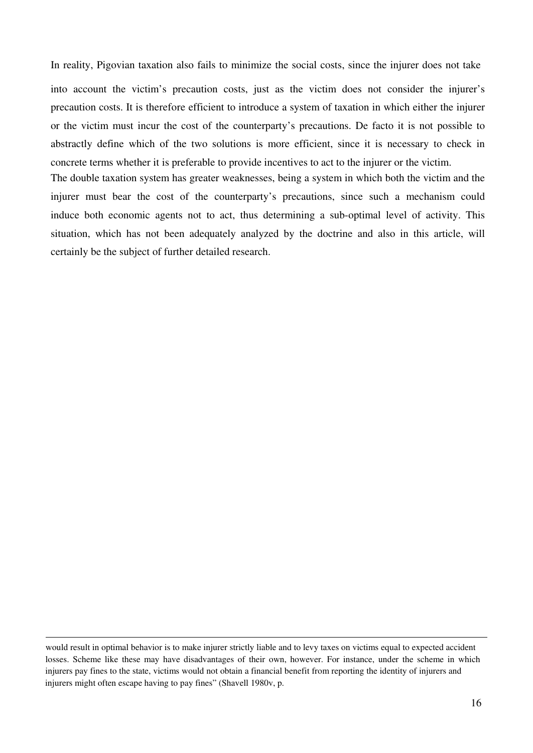In reality, Pigovian taxation also fails to minimize the social costs, since the injurer does not take into account the victim's precaution costs, just as the victim does not consider the injurer's precaution costs. It is therefore efficient to introduce a system of taxation in which either the injurer or the victim must incur the cost of the counterparty's precautions. De facto it is not possible to abstractly define which of the two solutions is more efficient, since it is necessary to check in concrete terms whether it is preferable to provide incentives to act to the injurer or the victim.

The double taxation system has greater weaknesses, being a system in which both the victim and the injurer must bear the cost of the counterparty's precautions, since such a mechanism could induce both economic agents not to act, thus determining a sub-optimal level of activity. This situation, which has not been adequately analyzed by the doctrine and also in this article, will certainly be the subject of further detailed research.

---

would result in optimal behavior is to make injurer strictly liable and to levy taxes on victims equal to expected accident losses. Scheme like these may have disadvantages of their own, however. For instance, under the scheme in which injurers pay fines to the state, victims would not obtain a financial benefit from reporting the identity of injurers and injurers might often escape having to pay fines" (Shavell 1980v, p.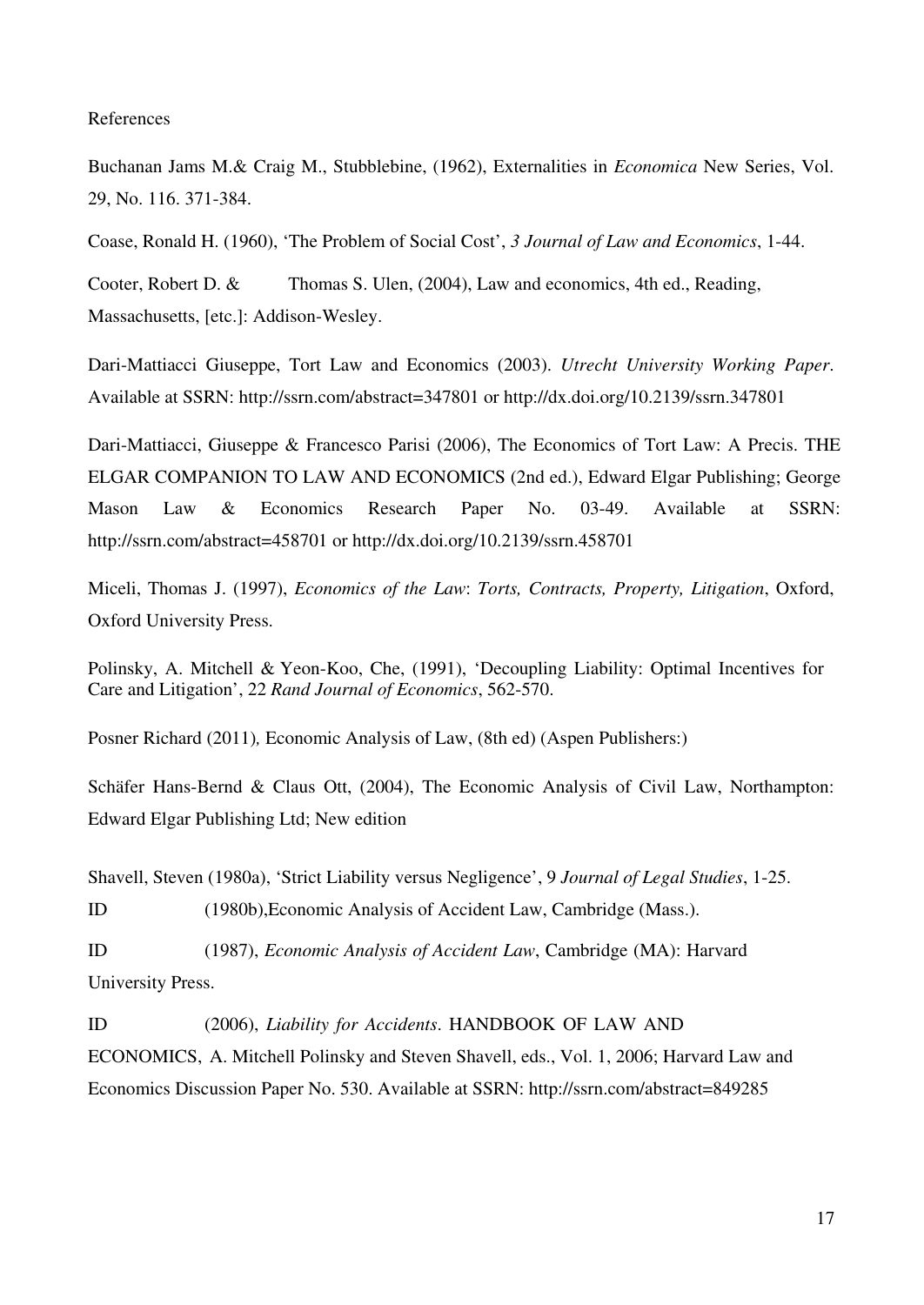References

Buchanan Jams M.& Craig M., Stubblebine, (1962), Externalities in *Economica* New Series, Vol. 29, No. 116. 371-384.

Coase, Ronald H. (1960), 'The Problem of Social Cost', *3 Journal of Law and Economics*, 1-44.

Cooter, Robert D. & Thomas S. Ulen, (2004), Law and economics, 4th ed., Reading, Massachusetts, [etc.]: Addison-Wesley.

Dari-Mattiacci Giuseppe, Tort Law and Economics (2003). *Utrecht University Working Paper*. Available at SSRN: http://ssrn.com/abstract=347801 or http://dx.doi.org/10.2139/ssrn.347801

Dari-Mattiacci, Giuseppe & Francesco Parisi (2006), The Economics of Tort Law: A Precis. THE ELGAR COMPANION TO LAW AND ECONOMICS (2nd ed.), Edward Elgar Publishing; George Mason Law & Economics Research Paper No. 03-49. Available at SSRN: http://ssrn.com/abstract=458701 or http://dx.doi.org/10.2139/ssrn.458701

Miceli, Thomas J. (1997), *Economics of the Law*: *Torts, Contracts, Property, Litigation*, Oxford, Oxford University Press.

Polinsky, A. Mitchell & Yeon-Koo, Che, (1991), 'Decoupling Liability: Optimal Incentives for Care and Litigation', 22 *Rand Journal of Economics*, 562-570.

Posner Richard (2011)*,* Economic Analysis of Law, (8th ed) (Aspen Publishers:)

Schäfer Hans-Bernd & Claus Ott, (2004), The Economic Analysis of Civil Law, Northampton: Edward Elgar Publishing Ltd; New edition

Shavell, Steven (1980a), 'Strict Liability versus Negligence', 9 *Journal of Legal Studies*, 1-25.

ID (1980b),Economic Analysis of Accident Law, Cambridge (Mass.).

ID (1987), *Economic Analysis of Accident Law*, Cambridge (MA): Harvard University Press.

ID (2006), *Liability for Accidents*. HANDBOOK OF LAW AND ECONOMICS, A. Mitchell Polinsky and Steven Shavell, eds., Vol. 1, 2006; Harvard Law and Economics Discussion Paper No. 530. Available at SSRN: http://ssrn.com/abstract=849285